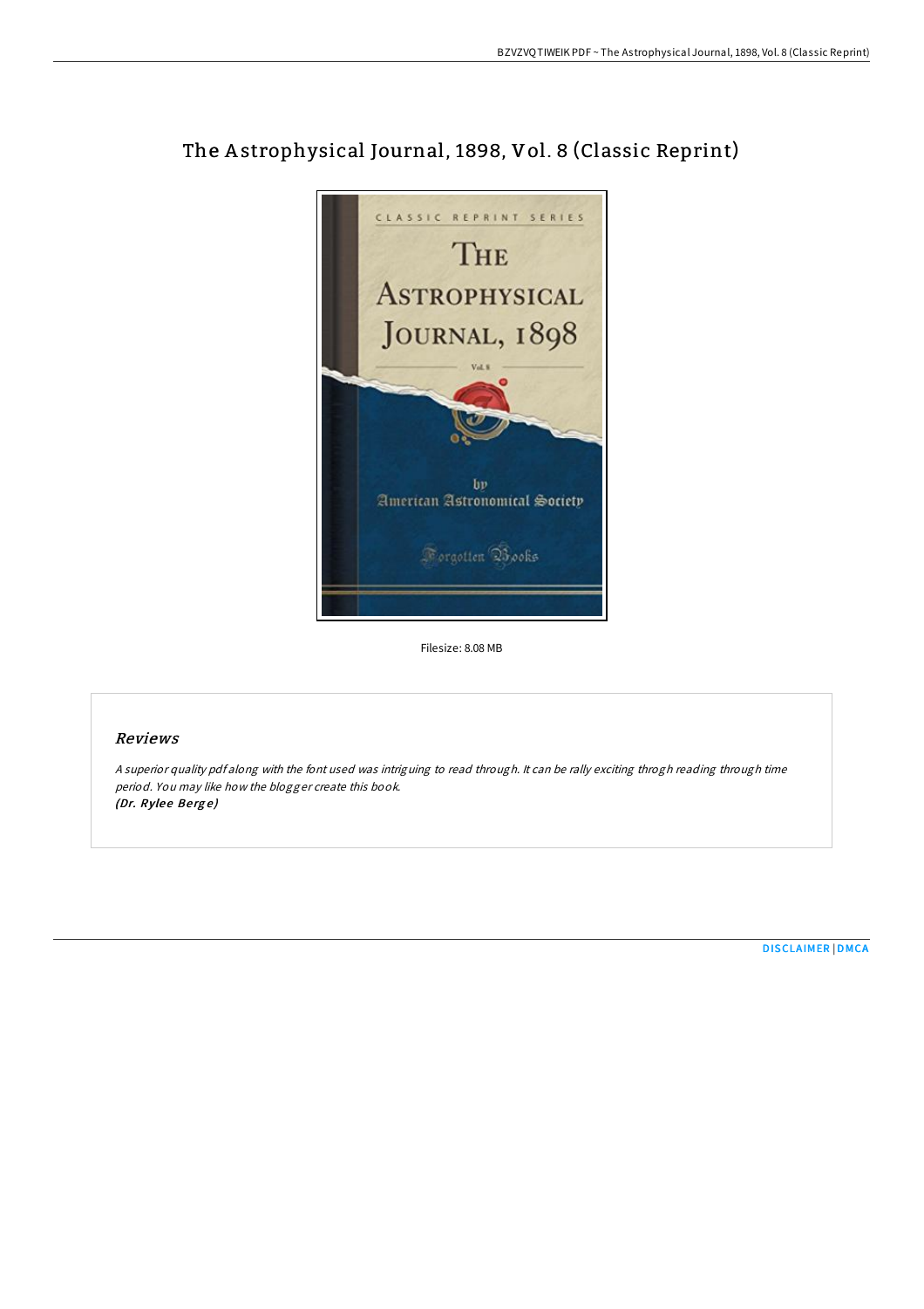# The Astrophysical Journal, 1898, Vol. 8 (Classic Reprint)

Filesize: 8.08 MB

## Reviews

*A superior quality pdf along with the font used was intriguing to read through. It can be rally exciting throgh reading through time period. You may like how the blogger create this book.*
***(Dr. Rylee Berge)***

DISCLAIMER | DMCA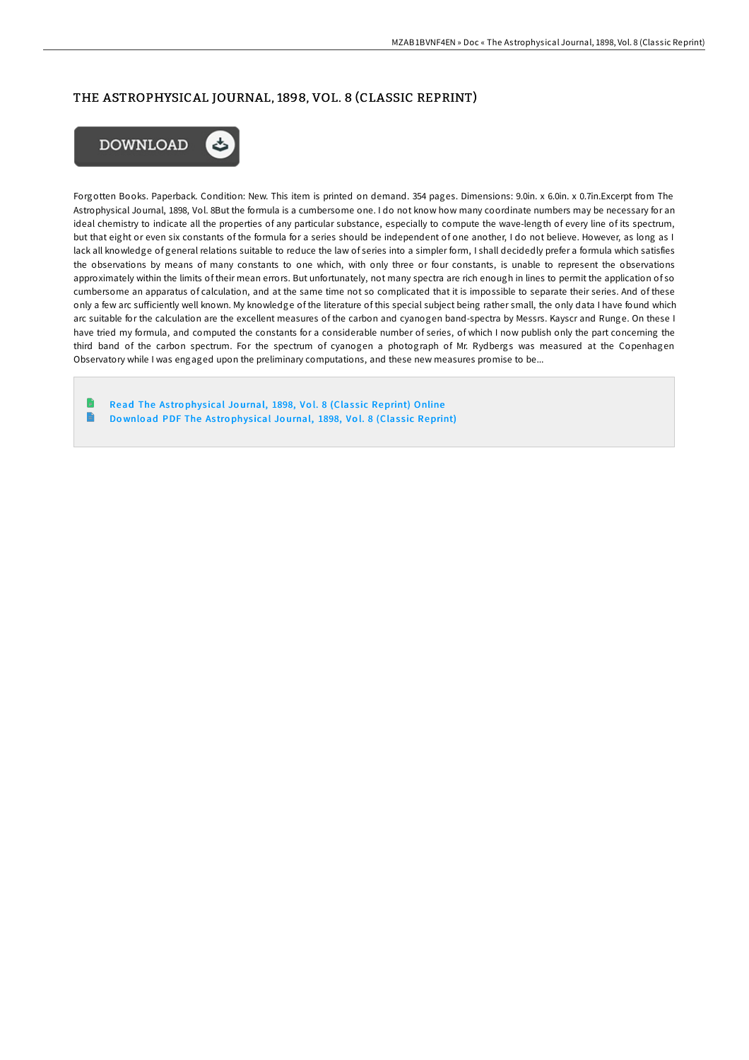# THE ASTROPHYSICAL JOURNAL, 1898, VOL. 8 (CLASSIC REPRINT)

DOWNLOAD

Forgotten Books. Paperback. Condition: New. This item is printed on demand. 354 pages. Dimensions: 9.0in. x 6.0in. x 0.7in.Excerpt from The Astrophysical Journal, 1898, Vol. 8But the formula is a cumbersome one. I do not know how many coordinate numbers may be necessary for an ideal chemistry to indicate all the properties of any particular substance, especially to compute the wave-length of every line of its spectrum, but that eight or even six constants of the formula for a series should be independent of one another, I do not believe. However, as long as I lack all knowledge of general relations suitable to reduce the law of series into a simpler form, I shall decidedly prefer a formula which satisfies the observations by means of many constants to one which, with only three or four constants, is unable to represent the observations approximately within the limits of their mean errors. But unfortunately, not many spectra are rich enough in lines to permit the application of so cumbersome an apparatus of calculation, and at the same time not so complicated that it is impossible to separate their series. And of these only a few arc sufficiently well known. My knowledge of the literature of this special subject being rather small, the only data I have found which arc suitable for the calculation are the excellent measures of the carbon and cyanogen band-spectra by Messrs. Kayscr and Runge. On these I have tried my formula, and computed the constants for a considerable number of series, of which I now publish only the part concerning the third band of the carbon spectrum. For the spectrum of cyanogen a photograph of Mr. Rydbergs was measured at the Copenhagen Observatory while I was engaged upon the preliminary computations, and these new measures promise to be...

- Read The Astrophysical Journal, 1898, Vol. 8 (Classic Reprint) Online
- Download PDF The Astrophysical Journal, 1898, Vol. 8 (Classic Reprint)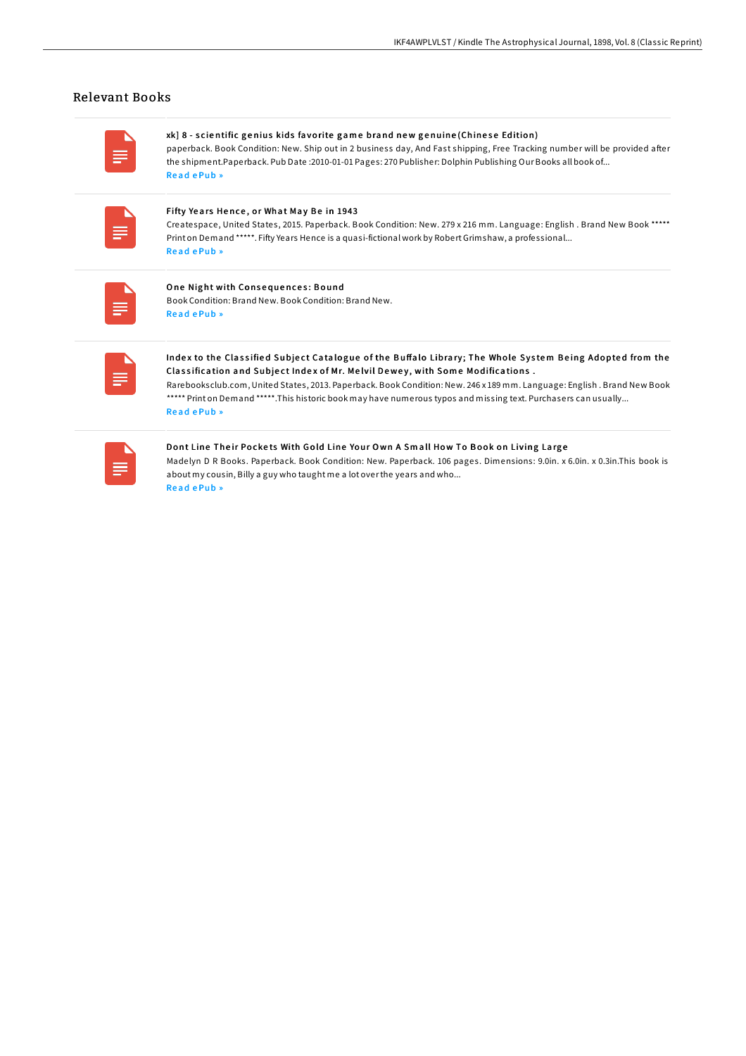## Relevant Books

**xk] 8 - scientific genius kids favorite game brand new genuine(Chinese Edition)**

paperback. Book Condition: New. Ship out in 2 business day, And Fast shipping, Free Tracking number will be provided after the shipment.Paperback. Pub Date :2010-01-01 Pages: 270 Publisher: Dolphin Publishing Our Books all book of...

Read ePub »

**Fifty Years Hence, or What May Be in 1943**

Createspace, United States, 2015. Paperback. Book Condition: New. 279 x 216 mm. Language: English . Brand New Book ***** Print on Demand *****. Fifty Years Hence is a quasi-fictional work by Robert Grimshaw, a professional...

Read ePub »

**One Night with Consequences: Bound**

Book Condition: Brand New. Book Condition: Brand New.

Read ePub »

**Index to the Classified Subject Catalogue of the Buffalo Library; The Whole System Being Adopted from the Classification and Subject Index of Mr. Melvil Dewey, with Some Modifications .**

Rarebooksclub.com, United States, 2013. Paperback. Book Condition: New. 246 x 189 mm. Language: English . Brand New Book ***** Print on Demand *****.This historic book may have numerous typos and missing text. Purchasers can usually...

Read ePub »

**Dont Line Their Pockets With Gold Line Your Own A Small How To Book on Living Large**

Madelyn D R Books. Paperback. Book Condition: New. Paperback. 106 pages. Dimensions: 9.0in. x 6.0in. x 0.3in.This book is about my cousin, Billy a guy who taught me a lot over the years and who...

Read ePub »